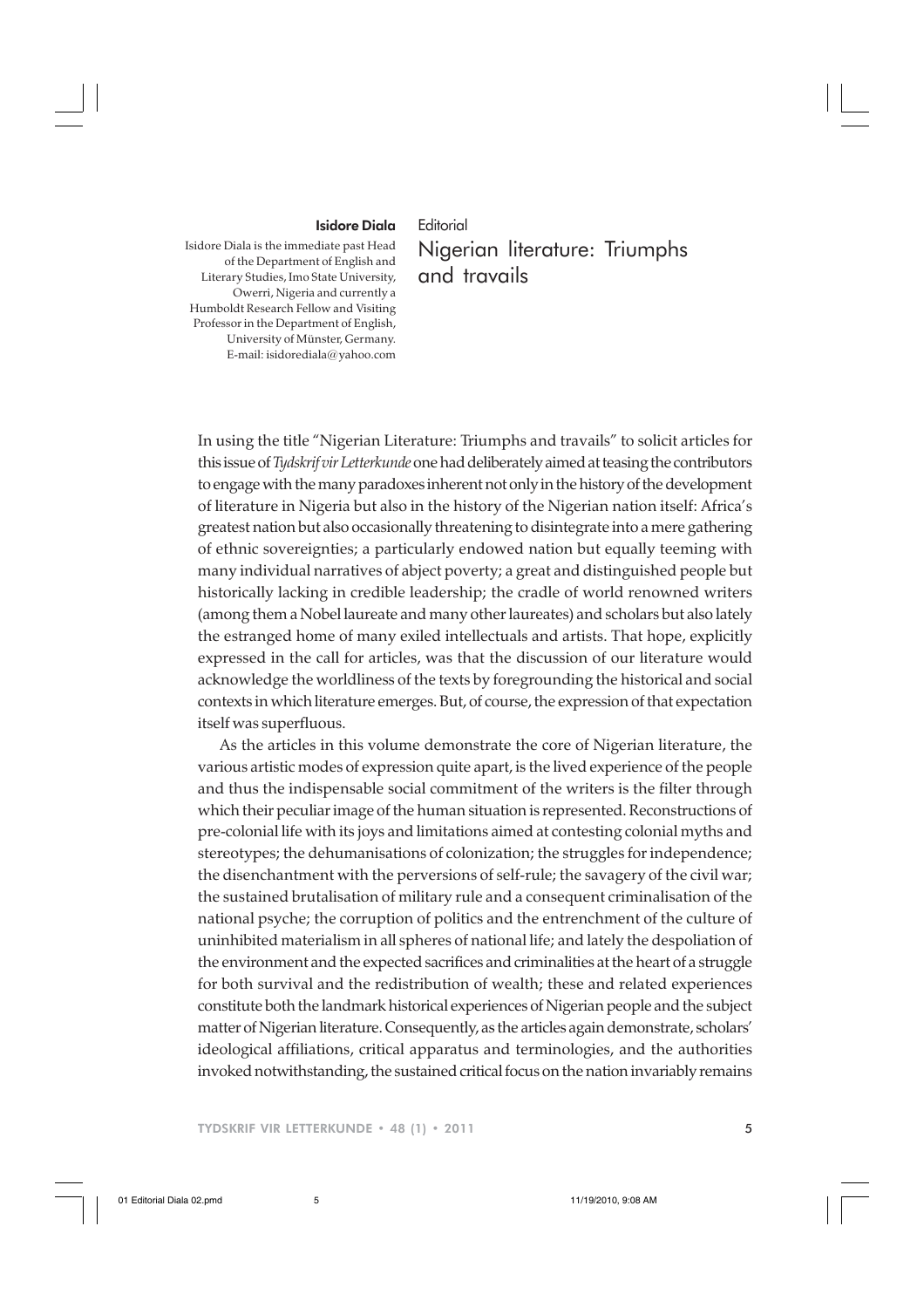**Isidore Diala**

Isidore Diala is the immediate past Head of the Department of English and Literary Studies, Imo State University, Owerri, Nigeria and currently a Humboldt Research Fellow and Visiting Professor in the Department of English, University of Münster, Germany.
E-mail: isidorediala@yahoo.com

Editorial

# Nigerian literature: Triumphs and travails

In using the title "Nigerian Literature: Triumphs and travails" to solicit articles for this issue of *Tydskrif vir Letterkunde* one had deliberately aimed at teasing the contributors to engage with the many paradoxes inherent not only in the history of the development of literature in Nigeria but also in the history of the Nigerian nation itself: Africa's greatest nation but also occasionally threatening to disintegrate into a mere gathering of ethnic sovereignties; a particularly endowed nation but equally teeming with many individual narratives of abject poverty; a great and distinguished people but historically lacking in credible leadership; the cradle of world renowned writers (among them a Nobel laureate and many other laureates) and scholars but also lately the estranged home of many exiled intellectuals and artists. That hope, explicitly expressed in the call for articles, was that the discussion of our literature would acknowledge the worldliness of the texts by foregrounding the historical and social contexts in which literature emerges. But, of course, the expression of that expectation itself was superfluous.

As the articles in this volume demonstrate the core of Nigerian literature, the various artistic modes of expression quite apart, is the lived experience of the people and thus the indispensable social commitment of the writers is the filter through which their peculiar image of the human situation is represented. Reconstructions of pre-colonial life with its joys and limitations aimed at contesting colonial myths and stereotypes; the dehumanisations of colonization; the struggles for independence; the disenchantment with the perversions of self-rule; the savagery of the civil war; the sustained brutalisation of military rule and a consequent criminalisation of the national psyche; the corruption of politics and the entrenchment of the culture of uninhibited materialism in all spheres of national life; and lately the despoliation of the environment and the expected sacrifices and criminalities at the heart of a struggle for both survival and the redistribution of wealth; these and related experiences constitute both the landmark historical experiences of Nigerian people and the subject matter of Nigerian literature. Consequently, as the articles again demonstrate, scholars' ideological affiliations, critical apparatus and terminologies, and the authorities invoked notwithstanding, the sustained critical focus on the nation invariably remains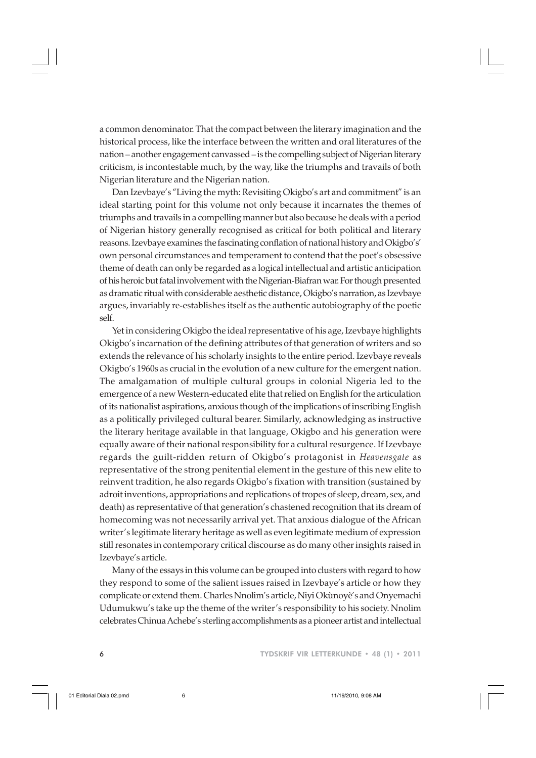a common denominator. That the compact between the literary imagination and the historical process, like the interface between the written and oral literatures of the nation – another engagement canvassed – is the compelling subject of Nigerian literary criticism, is incontestable much, by the way, like the triumphs and travails of both Nigerian literature and the Nigerian nation.

Dan Izevbaye's "Living the myth: Revisiting Okigbo's art and commitment" is an ideal starting point for this volume not only because it incarnates the themes of triumphs and travails in a compelling manner but also because he deals with a period of Nigerian history generally recognised as critical for both political and literary reasons. Izevbaye examines the fascinating conflation of national history and Okigbo's' own personal circumstances and temperament to contend that the poet's obsessive theme of death can only be regarded as a logical intellectual and artistic anticipation of his heroic but fatal involvement with the Nigerian-Biafran war. For though presented as dramatic ritual with considerable aesthetic distance, Okigbo's narration, as Izevbaye argues, invariably re-establishes itself as the authentic autobiography of the poetic self.

Yet in considering Okigbo the ideal representative of his age, Izevbaye highlights Okigbo's incarnation of the defining attributes of that generation of writers and so extends the relevance of his scholarly insights to the entire period. Izevbaye reveals Okigbo's 1960s as crucial in the evolution of a new culture for the emergent nation. The amalgamation of multiple cultural groups in colonial Nigeria led to the emergence of a new Western-educated elite that relied on English for the articulation of its nationalist aspirations, anxious though of the implications of inscribing English as a politically privileged cultural bearer. Similarly, acknowledging as instructive the literary heritage available in that language, Okigbo and his generation were equally aware of their national responsibility for a cultural resurgence. If Izevbaye regards the guilt-ridden return of Okigbo's protagonist in *Heavensgate* as representative of the strong penitential element in the gesture of this new elite to reinvent tradition, he also regards Okigbo's fixation with transition (sustained by adroit inventions, appropriations and replications of tropes of sleep, dream, sex, and death) as representative of that generation's chastened recognition that its dream of homecoming was not necessarily arrival yet. That anxious dialogue of the African writer's legitimate literary heritage as well as even legitimate medium of expression still resonates in contemporary critical discourse as do many other insights raised in Izevbaye's article.

Many of the essays in this volume can be grouped into clusters with regard to how they respond to some of the salient issues raised in Izevbaye's article or how they complicate or extend them. Charles Nnolim's article, Niyi Okùnoyè's and Onyemachi Udumukwu's take up the theme of the writer's responsibility to his society. Nnolim celebrates Chinua Achebe's sterling accomplishments as a pioneer artist and intellectual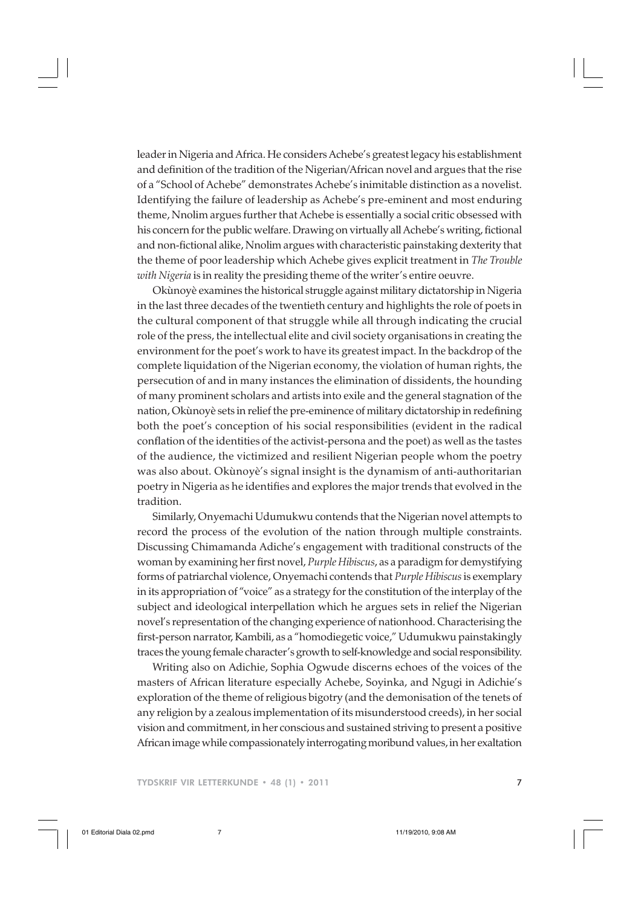leader in Nigeria and Africa. He considers Achebe's greatest legacy his establishment and definition of the tradition of the Nigerian/African novel and argues that the rise of a "School of Achebe" demonstrates Achebe's inimitable distinction as a novelist. Identifying the failure of leadership as Achebe's pre-eminent and most enduring theme, Nnolim argues further that Achebe is essentially a social critic obsessed with his concern for the public welfare. Drawing on virtually all Achebe's writing, fictional and non-fictional alike, Nnolim argues with characteristic painstaking dexterity that the theme of poor leadership which Achebe gives explicit treatment in *The Trouble with Nigeria* is in reality the presiding theme of the writer's entire oeuvre.

Okùnoyè examines the historical struggle against military dictatorship in Nigeria in the last three decades of the twentieth century and highlights the role of poets in the cultural component of that struggle while all through indicating the crucial role of the press, the intellectual elite and civil society organisations in creating the environment for the poet's work to have its greatest impact. In the backdrop of the complete liquidation of the Nigerian economy, the violation of human rights, the persecution of and in many instances the elimination of dissidents, the hounding of many prominent scholars and artists into exile and the general stagnation of the nation, Okùnoyè sets in relief the pre-eminence of military dictatorship in redefining both the poet's conception of his social responsibilities (evident in the radical conflation of the identities of the activist-persona and the poet) as well as the tastes of the audience, the victimized and resilient Nigerian people whom the poetry was also about. Okùnoyè's signal insight is the dynamism of anti-authoritarian poetry in Nigeria as he identifies and explores the major trends that evolved in the tradition.

Similarly, Onyemachi Udumukwu contends that the Nigerian novel attempts to record the process of the evolution of the nation through multiple constraints. Discussing Chimamanda Adiche's engagement with traditional constructs of the woman by examining her first novel, *Purple Hibiscus*, as a paradigm for demystifying forms of patriarchal violence, Onyemachi contends that *Purple Hibiscus* is exemplary in its appropriation of "voice" as a strategy for the constitution of the interplay of the subject and ideological interpellation which he argues sets in relief the Nigerian novel's representation of the changing experience of nationhood. Characterising the first-person narrator, Kambili, as a "homodiegetic voice," Udumukwu painstakingly traces the young female character's growth to self-knowledge and social responsibility.

Writing also on Adichie, Sophia Ogwude discerns echoes of the voices of the masters of African literature especially Achebe, Soyinka, and Ngugi in Adichie's exploration of the theme of religious bigotry (and the demonisation of the tenets of any religion by a zealous implementation of its misunderstood creeds), in her social vision and commitment, in her conscious and sustained striving to present a positive African image while compassionately interrogating moribund values, in her exaltation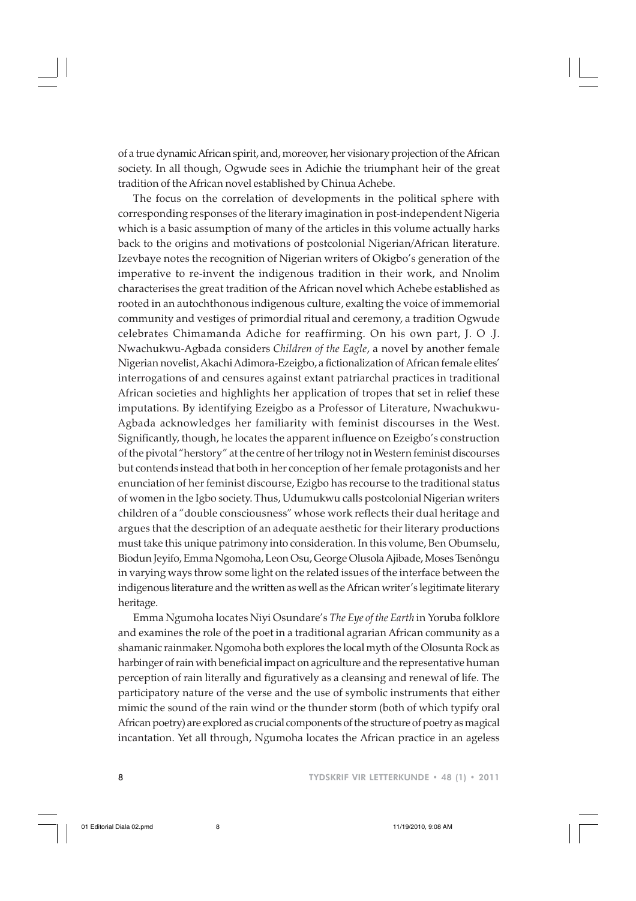of a true dynamic African spirit, and, moreover, her visionary projection of the African society. In all though, Ogwude sees in Adichie the triumphant heir of the great tradition of the African novel established by Chinua Achebe.

The focus on the correlation of developments in the political sphere with corresponding responses of the literary imagination in post-independent Nigeria which is a basic assumption of many of the articles in this volume actually harks back to the origins and motivations of postcolonial Nigerian/African literature. Izevbaye notes the recognition of Nigerian writers of Okigbo's generation of the imperative to re-invent the indigenous tradition in their work, and Nnolim characterises the great tradition of the African novel which Achebe established as rooted in an autochthonous indigenous culture, exalting the voice of immemorial community and vestiges of primordial ritual and ceremony, a tradition Ogwude celebrates Chimamanda Adiche for reaffirming. On his own part, J. O .J. Nwachukwu-Agbada considers *Children of the Eagle*, a novel by another female Nigerian novelist, Akachi Adimora-Ezeigbo, a fictionalization of African female elites' interrogations of and censures against extant patriarchal practices in traditional African societies and highlights her application of tropes that set in relief these imputations. By identifying Ezeigbo as a Professor of Literature, Nwachukwu-Agbada acknowledges her familiarity with feminist discourses in the West. Significantly, though, he locates the apparent influence on Ezeigbo's construction of the pivotal "herstory" at the centre of her trilogy not in Western feminist discourses but contends instead that both in her conception of her female protagonists and her enunciation of her feminist discourse, Ezigbo has recourse to the traditional status of women in the Igbo society. Thus, Udumukwu calls postcolonial Nigerian writers children of a "double consciousness" whose work reflects their dual heritage and argues that the description of an adequate aesthetic for their literary productions must take this unique patrimony into consideration. In this volume, Ben Obumselu, Biodun Jeyifo, Emma Ngomoha, Leon Osu, George Olusola Ajibade, Moses Tsenôngu in varying ways throw some light on the related issues of the interface between the indigenous literature and the written as well as the African writer's legitimate literary heritage.

Emma Ngumoha locates Niyi Osundare's *The Eye of the Earth* in Yoruba folklore and examines the role of the poet in a traditional agrarian African community as a shamanic rainmaker. Ngomoha both explores the local myth of the Olosunta Rock as harbinger of rain with beneficial impact on agriculture and the representative human perception of rain literally and figuratively as a cleansing and renewal of life. The participatory nature of the verse and the use of symbolic instruments that either mimic the sound of the rain wind or the thunder storm (both of which typify oral African poetry) are explored as crucial components of the structure of poetry as magical incantation. Yet all through, Ngumoha locates the African practice in an ageless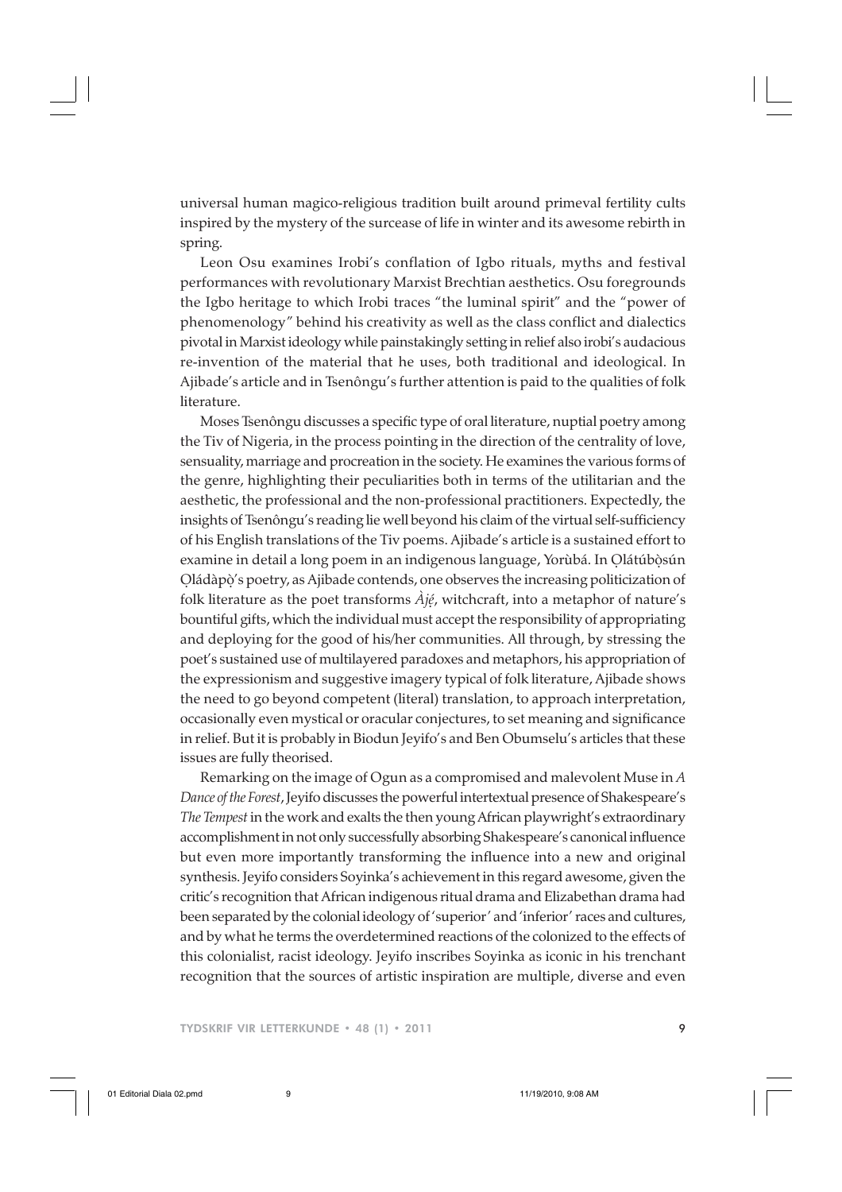universal human magico-religious tradition built around primeval fertility cults inspired by the mystery of the surcease of life in winter and its awesome rebirth in spring.

Leon Osu examines Irobi's conflation of Igbo rituals, myths and festival performances with revolutionary Marxist Brechtian aesthetics. Osu foregrounds the Igbo heritage to which Irobi traces "the luminal spirit" and the "power of phenomenology" behind his creativity as well as the class conflict and dialectics pivotal in Marxist ideology while painstakingly setting in relief also irobi's audacious re-invention of the material that he uses, both traditional and ideological. In Ajibade's article and in Tsenôngu's further attention is paid to the qualities of folk literature.

Moses Tsenôngu discusses a specific type of oral literature, nuptial poetry among the Tiv of Nigeria, in the process pointing in the direction of the centrality of love, sensuality, marriage and procreation in the society. He examines the various forms of the genre, highlighting their peculiarities both in terms of the utilitarian and the aesthetic, the professional and the non-professional practitioners. Expectedly, the insights of Tsenôngu's reading lie well beyond his claim of the virtual self-sufficiency of his English translations of the Tiv poems. Ajibade's article is a sustained effort to examine in detail a long poem in an indigenous language, Yorùbá. In Ọlátúbọ̀sún Ọládàpọ̀'s poetry, as Ajibade contends, one observes the increasing politicization of folk literature as the poet transforms *Àjẹ́*, witchcraft, into a metaphor of nature's bountiful gifts, which the individual must accept the responsibility of appropriating and deploying for the good of his/her communities. All through, by stressing the poet's sustained use of multilayered paradoxes and metaphors, his appropriation of the expressionism and suggestive imagery typical of folk literature, Ajibade shows the need to go beyond competent (literal) translation, to approach interpretation, occasionally even mystical or oracular conjectures, to set meaning and significance in relief. But it is probably in Biodun Jeyifo's and Ben Obumselu's articles that these issues are fully theorised.

Remarking on the image of Ogun as a compromised and malevolent Muse in *A Dance of the Forest*, Jeyifo discusses the powerful intertextual presence of Shakespeare's *The Tempest* in the work and exalts the then young African playwright's extraordinary accomplishment in not only successfully absorbing Shakespeare's canonical influence but even more importantly transforming the influence into a new and original synthesis. Jeyifo considers Soyinka's achievement in this regard awesome, given the critic's recognition that African indigenous ritual drama and Elizabethan drama had been separated by the colonial ideology of 'superior' and 'inferior' races and cultures, and by what he terms the overdetermined reactions of the colonized to the effects of this colonialist, racist ideology. Jeyifo inscribes Soyinka as iconic in his trenchant recognition that the sources of artistic inspiration are multiple, diverse and even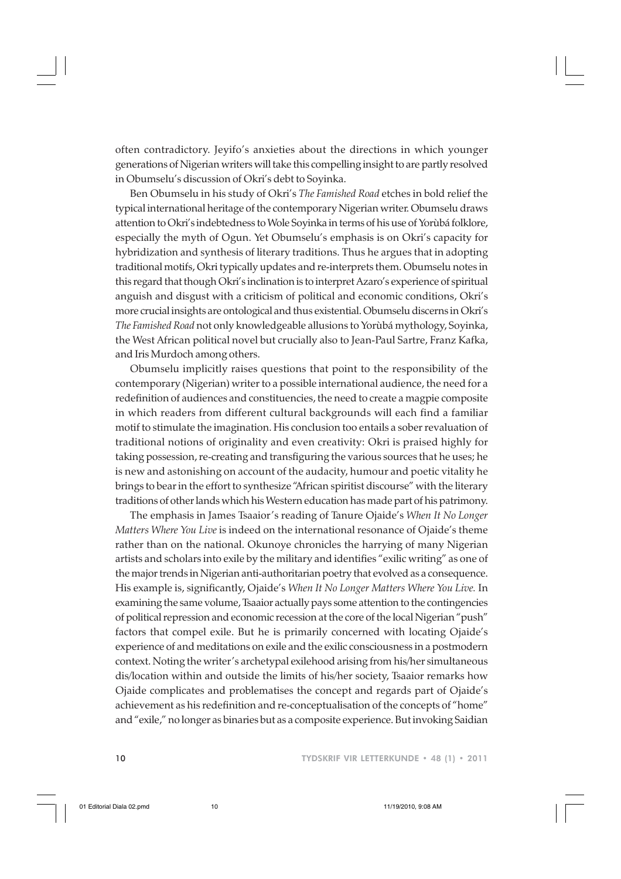often contradictory. Jeyifo's anxieties about the directions in which younger generations of Nigerian writers will take this compelling insight to are partly resolved in Obumselu's discussion of Okri's debt to Soyinka.

Ben Obumselu in his study of Okri's *The Famished Road* etches in bold relief the typical international heritage of the contemporary Nigerian writer. Obumselu draws attention to Okri's indebtedness to Wole Soyinka in terms of his use of Yorùbá folklore, especially the myth of Ogun. Yet Obumselu's emphasis is on Okri's capacity for hybridization and synthesis of literary traditions. Thus he argues that in adopting traditional motifs, Okri typically updates and re-interprets them. Obumselu notes in this regard that though Okri's inclination is to interpret Azaro's experience of spiritual anguish and disgust with a criticism of political and economic conditions, Okri's more crucial insights are ontological and thus existential. Obumselu discerns in Okri's *The Famished Road* not only knowledgeable allusions to Yorùbá mythology, Soyinka, the West African political novel but crucially also to Jean-Paul Sartre, Franz Kafka, and Iris Murdoch among others.

Obumselu implicitly raises questions that point to the responsibility of the contemporary (Nigerian) writer to a possible international audience, the need for a redefinition of audiences and constituencies, the need to create a magpie composite in which readers from different cultural backgrounds will each find a familiar motif to stimulate the imagination. His conclusion too entails a sober revaluation of traditional notions of originality and even creativity: Okri is praised highly for taking possession, re-creating and transfiguring the various sources that he uses; he is new and astonishing on account of the audacity, humour and poetic vitality he brings to bear in the effort to synthesize "African spiritist discourse" with the literary traditions of other lands which his Western education has made part of his patrimony.

The emphasis in James Tsaaior's reading of Tanure Ojaide's *When It No Longer Matters Where You Live* is indeed on the international resonance of Ojaide's theme rather than on the national. Okunoye chronicles the harrying of many Nigerian artists and scholars into exile by the military and identifies "exilic writing" as one of the major trends in Nigerian anti-authoritarian poetry that evolved as a consequence. His example is, significantly, Ojaide's *When It No Longer Matters Where You Live.* In examining the same volume, Tsaaior actually pays some attention to the contingencies of political repression and economic recession at the core of the local Nigerian "push" factors that compel exile. But he is primarily concerned with locating Ojaide's experience of and meditations on exile and the exilic consciousness in a postmodern context. Noting the writer's archetypal exilehood arising from his/her simultaneous dis/location within and outside the limits of his/her society, Tsaaior remarks how Ojaide complicates and problematises the concept and regards part of Ojaide's achievement as his redefinition and re-conceptualisation of the concepts of "home" and "exile," no longer as binaries but as a composite experience. But invoking Saidian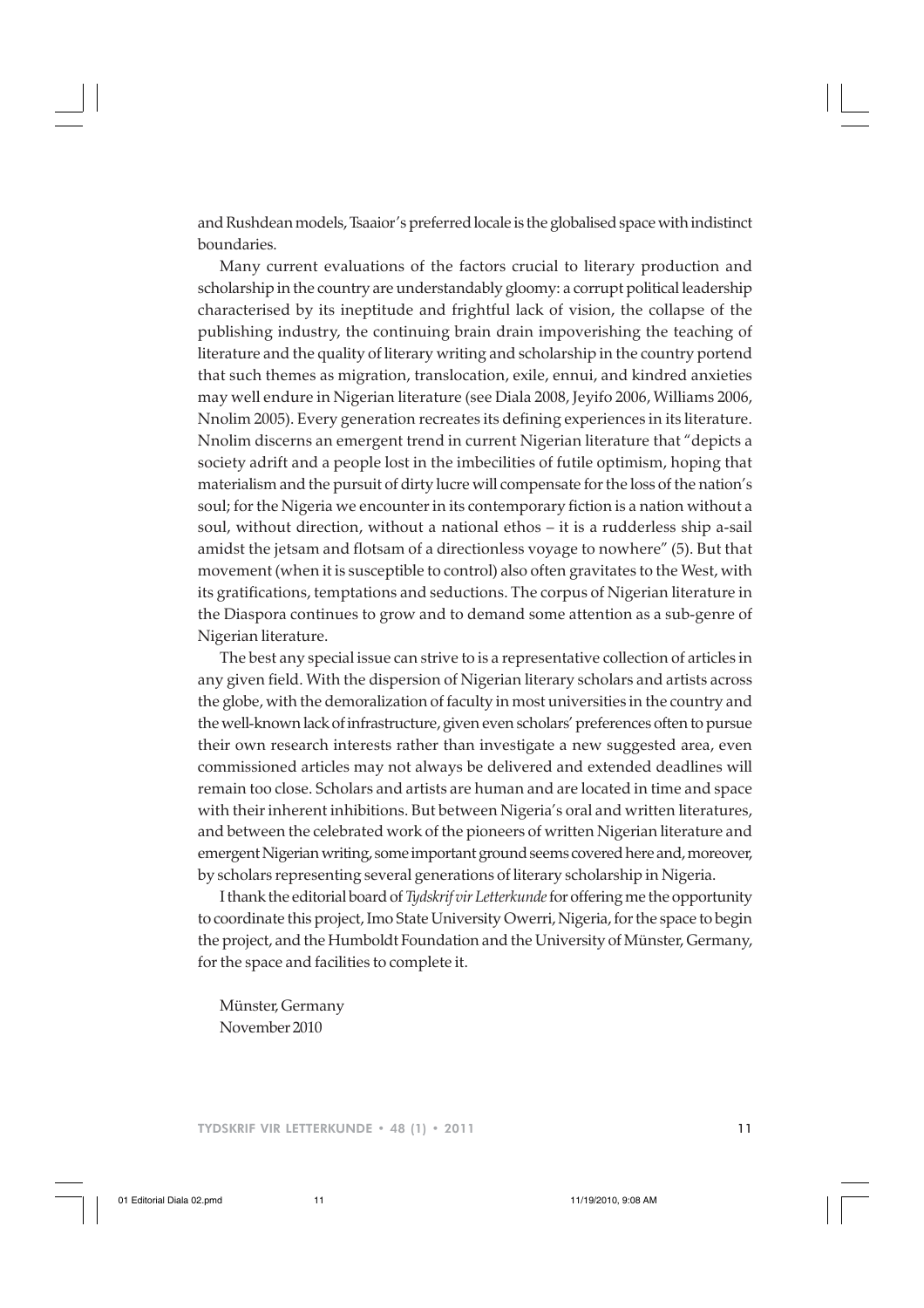and Rushdean models, Tsaaior's preferred locale is the globalised space with indistinct boundaries.

Many current evaluations of the factors crucial to literary production and scholarship in the country are understandably gloomy: a corrupt political leadership characterised by its ineptitude and frightful lack of vision, the collapse of the publishing industry, the continuing brain drain impoverishing the teaching of literature and the quality of literary writing and scholarship in the country portend that such themes as migration, translocation, exile, ennui, and kindred anxieties may well endure in Nigerian literature (see Diala 2008, Jeyifo 2006, Williams 2006, Nnolim 2005). Every generation recreates its defining experiences in its literature. Nnolim discerns an emergent trend in current Nigerian literature that "depicts a society adrift and a people lost in the imbecilities of futile optimism, hoping that materialism and the pursuit of dirty lucre will compensate for the loss of the nation's soul; for the Nigeria we encounter in its contemporary fiction is a nation without a soul, without direction, without a national ethos – it is a rudderless ship a-sail amidst the jetsam and flotsam of a directionless voyage to nowhere" (5). But that movement (when it is susceptible to control) also often gravitates to the West, with its gratifications, temptations and seductions. The corpus of Nigerian literature in the Diaspora continues to grow and to demand some attention as a sub-genre of Nigerian literature.

The best any special issue can strive to is a representative collection of articles in any given field. With the dispersion of Nigerian literary scholars and artists across the globe, with the demoralization of faculty in most universities in the country and the well-known lack of infrastructure, given even scholars' preferences often to pursue their own research interests rather than investigate a new suggested area, even commissioned articles may not always be delivered and extended deadlines will remain too close. Scholars and artists are human and are located in time and space with their inherent inhibitions. But between Nigeria's oral and written literatures, and between the celebrated work of the pioneers of written Nigerian literature and emergent Nigerian writing, some important ground seems covered here and, moreover, by scholars representing several generations of literary scholarship in Nigeria.

I thank the editorial board of *Tydskrif vir Letterkunde* for offering me the opportunity to coordinate this project, Imo State University Owerri, Nigeria, for the space to begin the project, and the Humboldt Foundation and the University of Münster, Germany, for the space and facilities to complete it.

Münster, Germany
November 2010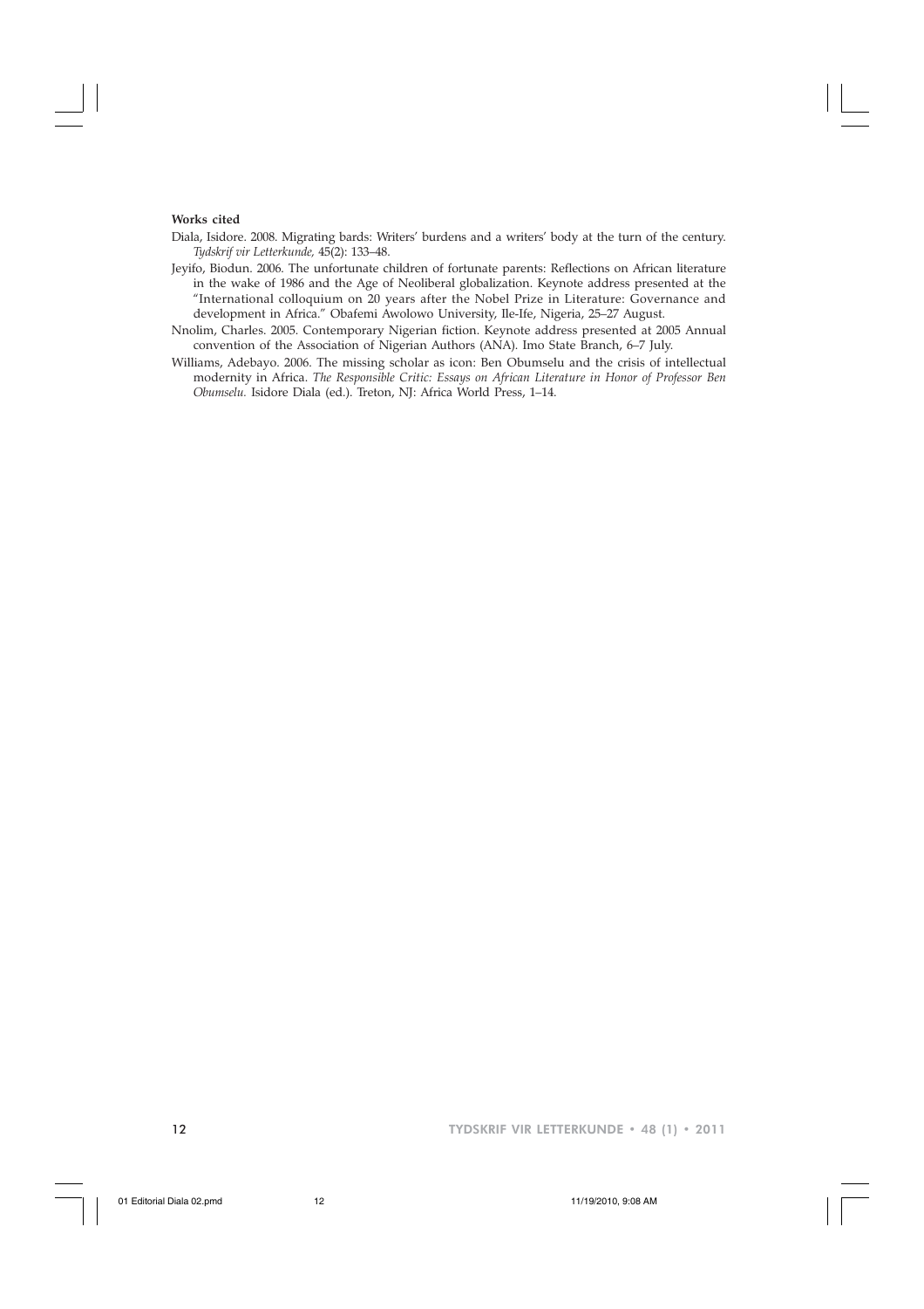**Works cited**

Diala, Isidore. 2008. Migrating bards: Writers' burdens and a writers' body at the turn of the century. *Tydskrif vir Letterkunde,* 45(2): 133–48.

Jeyifo, Biodun. 2006. The unfortunate children of fortunate parents: Reflections on African literature in the wake of 1986 and the Age of Neoliberal globalization. Keynote address presented at the "International colloquium on 20 years after the Nobel Prize in Literature: Governance and development in Africa." Obafemi Awolowo University, Ile-Ife, Nigeria, 25–27 August.

Nnolim, Charles. 2005. Contemporary Nigerian fiction. Keynote address presented at 2005 Annual convention of the Association of Nigerian Authors (ANA). Imo State Branch, 6–7 July.

Williams, Adebayo. 2006. The missing scholar as icon: Ben Obumselu and the crisis of intellectual modernity in Africa. *The Responsible Critic: Essays on African Literature in Honor of Professor Ben Obumselu.* Isidore Diala (ed.). Treton, NJ: Africa World Press, 1–14.